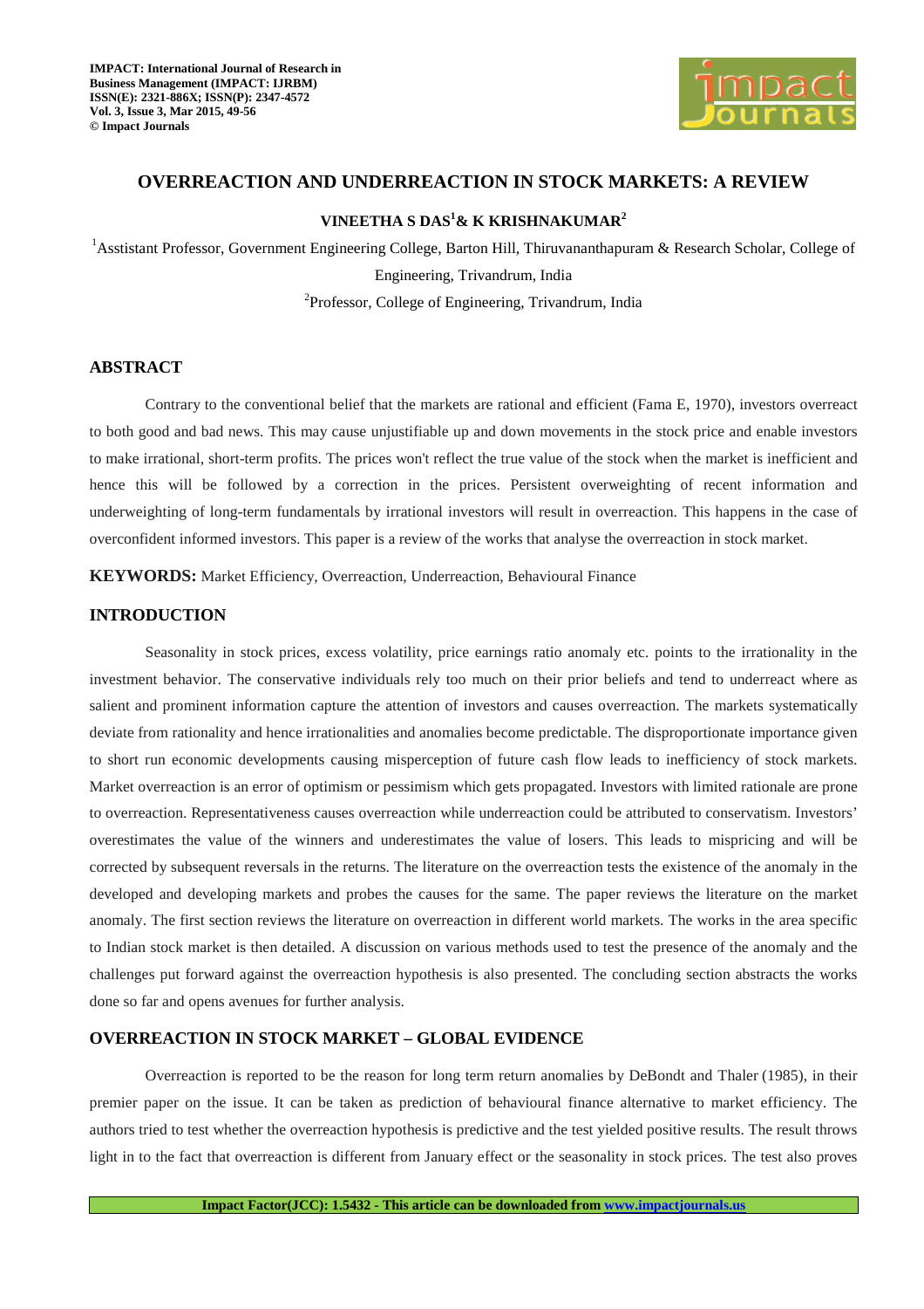# OVERREACTION AND UNDERREACTION IN STOCK MARKETS: A REVIEW

**VINEETHA S DAS[1] & K KRISHNAKUMAR[2]**

[1]Asstistant Professor, Government Engineering College, Barton Hill, Thiruvananthapuram & Research Scholar, College of Engineering, Trivandrum, India

[2]Professor, College of Engineering, Trivandrum, India

## ABSTRACT

Contrary to the conventional belief that the markets are rational and efficient (Fama E, 1970), investors overreact to both good and bad news. This may cause unjustifiable up and down movements in the stock price and enable investors to make irrational, short-term profits. The prices won't reflect the true value of the stock when the market is inefficient and hence this will be followed by a correction in the prices. Persistent overweighting of recent information and underweighting of long-term fundamentals by irrational investors will result in overreaction. This happens in the case of overconfident informed investors. This paper is a review of the works that analyse the overreaction in stock market.

**KEYWORDS:** Market Efficiency, Overreaction, Underreaction, Behavioural Finance

## INTRODUCTION

Seasonality in stock prices, excess volatility, price earnings ratio anomaly etc. points to the irrationality in the investment behavior. The conservative individuals rely too much on their prior beliefs and tend to underreact where as salient and prominent information capture the attention of investors and causes overreaction. The markets systematically deviate from rationality and hence irrationalities and anomalies become predictable. The disproportionate importance given to short run economic developments causing misperception of future cash flow leads to inefficiency of stock markets. Market overreaction is an error of optimism or pessimism which gets propagated. Investors with limited rationale are prone to overreaction. Representativeness causes overreaction while underreaction could be attributed to conservatism. Investors' overestimates the value of the winners and underestimates the value of losers. This leads to mispricing and will be corrected by subsequent reversals in the returns. The literature on the overreaction tests the existence of the anomaly in the developed and developing markets and probes the causes for the same. The paper reviews the literature on the market anomaly. The first section reviews the literature on overreaction in different world markets. The works in the area specific to Indian stock market is then detailed. A discussion on various methods used to test the presence of the anomaly and the challenges put forward against the overreaction hypothesis is also presented. The concluding section abstracts the works done so far and opens avenues for further analysis.

## OVERREACTION IN STOCK MARKET – GLOBAL EVIDENCE

Overreaction is reported to be the reason for long term return anomalies by DeBondt and Thaler (1985), in their premier paper on the issue. It can be taken as prediction of behavioural finance alternative to market efficiency. The authors tried to test whether the overreaction hypothesis is predictive and the test yielded positive results. The result throws light in to the fact that overreaction is different from January effect or the seasonality in stock prices. The test also proves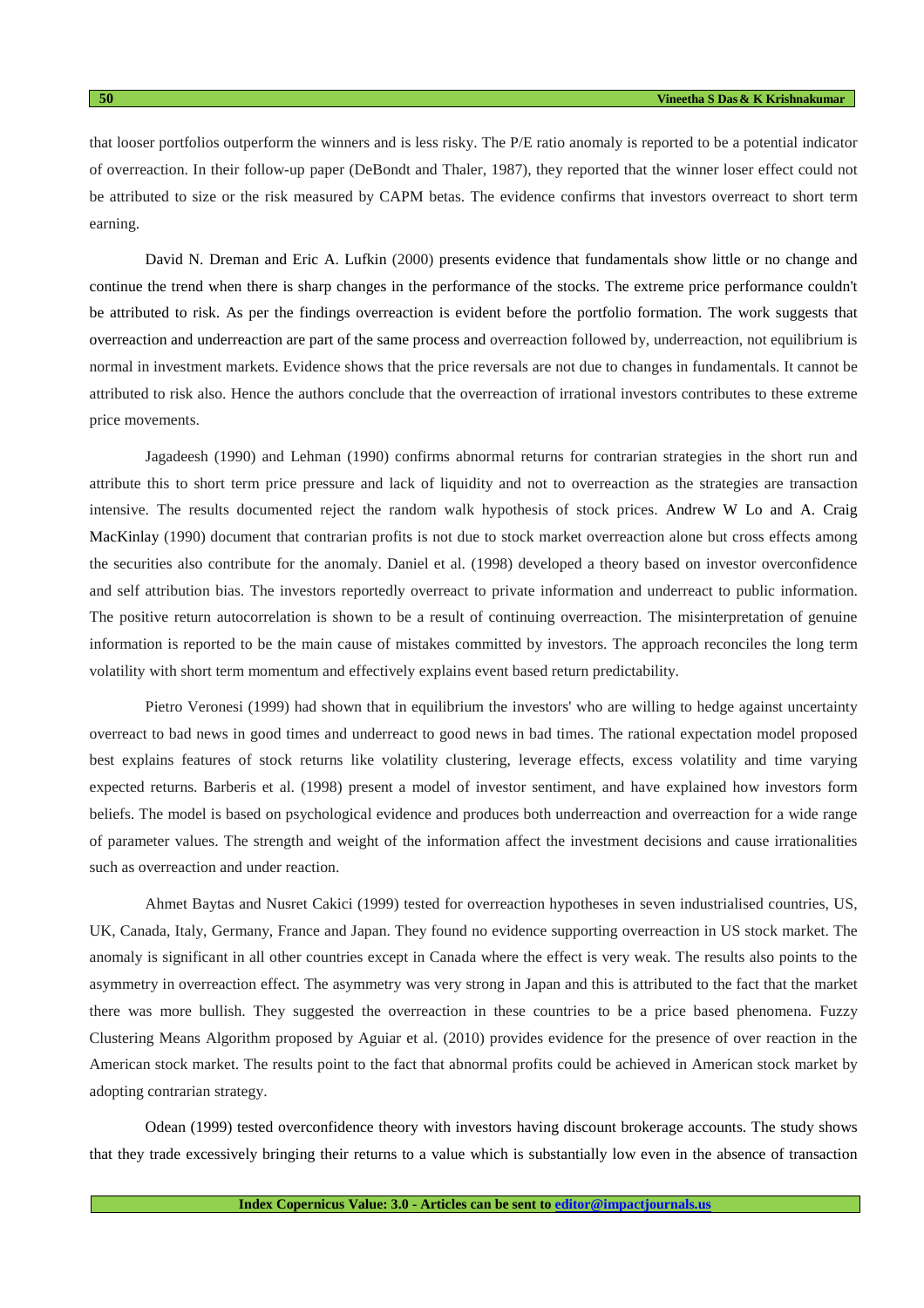that looser portfolios outperform the winners and is less risky. The P/E ratio anomaly is reported to be a potential indicator of overreaction. In their follow-up paper (DeBondt and Thaler, 1987), they reported that the winner loser effect could not be attributed to size or the risk measured by CAPM betas. The evidence confirms that investors overreact to short term earning.

David N. Dreman and Eric A. Lufkin (2000) presents evidence that fundamentals show little or no change and continue the trend when there is sharp changes in the performance of the stocks. The extreme price performance couldn't be attributed to risk. As per the findings overreaction is evident before the portfolio formation. The work suggests that overreaction and underreaction are part of the same process and overreaction followed by, underreaction, not equilibrium is normal in investment markets. Evidence shows that the price reversals are not due to changes in fundamentals. It cannot be attributed to risk also. Hence the authors conclude that the overreaction of irrational investors contributes to these extreme price movements.

Jagadeesh (1990) and Lehman (1990) confirms abnormal returns for contrarian strategies in the short run and attribute this to short term price pressure and lack of liquidity and not to overreaction as the strategies are transaction intensive. The results documented reject the random walk hypothesis of stock prices. Andrew W Lo and A. Craig MacKinlay (1990) document that contrarian profits is not due to stock market overreaction alone but cross effects among the securities also contribute for the anomaly. Daniel et al. (1998) developed a theory based on investor overconfidence and self attribution bias. The investors reportedly overreact to private information and underreact to public information. The positive return autocorrelation is shown to be a result of continuing overreaction. The misinterpretation of genuine information is reported to be the main cause of mistakes committed by investors. The approach reconciles the long term volatility with short term momentum and effectively explains event based return predictability.

Pietro Veronesi (1999) had shown that in equilibrium the investors' who are willing to hedge against uncertainty overreact to bad news in good times and underreact to good news in bad times. The rational expectation model proposed best explains features of stock returns like volatility clustering, leverage effects, excess volatility and time varying expected returns. Barberis et al. (1998) present a model of investor sentiment, and have explained how investors form beliefs. The model is based on psychological evidence and produces both underreaction and overreaction for a wide range of parameter values. The strength and weight of the information affect the investment decisions and cause irrationalities such as overreaction and under reaction.

Ahmet Baytas and Nusret Cakici (1999) tested for overreaction hypotheses in seven industrialised countries, US, UK, Canada, Italy, Germany, France and Japan. They found no evidence supporting overreaction in US stock market. The anomaly is significant in all other countries except in Canada where the effect is very weak. The results also points to the asymmetry in overreaction effect. The asymmetry was very strong in Japan and this is attributed to the fact that the market there was more bullish. They suggested the overreaction in these countries to be a price based phenomena. Fuzzy Clustering Means Algorithm proposed by Aguiar et al. (2010) provides evidence for the presence of over reaction in the American stock market. The results point to the fact that abnormal profits could be achieved in American stock market by adopting contrarian strategy.

Odean (1999) tested overconfidence theory with investors having discount brokerage accounts. The study shows that they trade excessively bringing their returns to a value which is substantially low even in the absence of transaction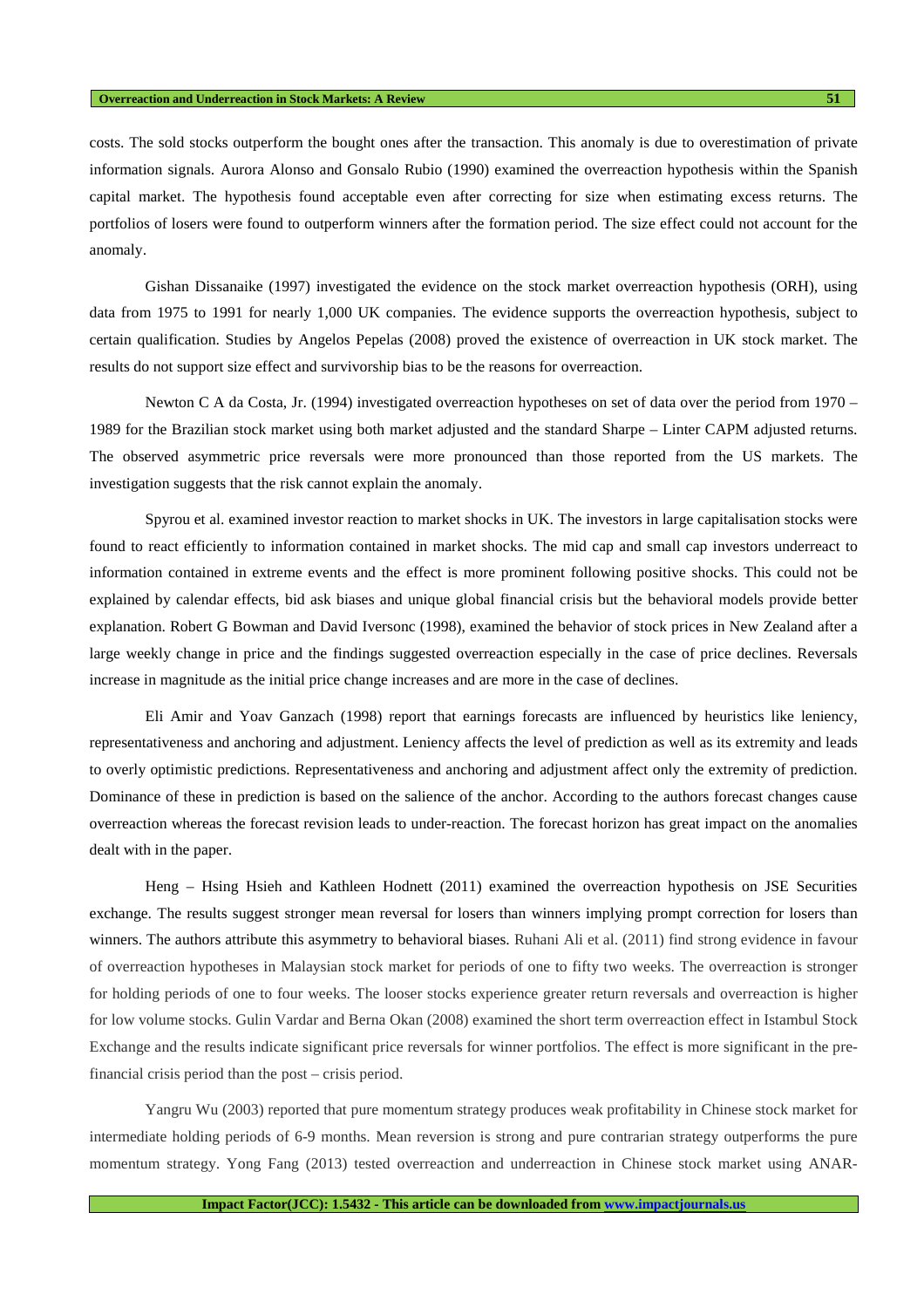costs. The sold stocks outperform the bought ones after the transaction. This anomaly is due to overestimation of private information signals. Aurora Alonso and Gonsalo Rubio (1990) examined the overreaction hypothesis within the Spanish capital market. The hypothesis found acceptable even after correcting for size when estimating excess returns. The portfolios of losers were found to outperform winners after the formation period. The size effect could not account for the anomaly.

Gishan Dissanaike (1997) investigated the evidence on the stock market overreaction hypothesis (ORH), using data from 1975 to 1991 for nearly 1,000 UK companies. The evidence supports the overreaction hypothesis, subject to certain qualification. Studies by Angelos Pepelas (2008) proved the existence of overreaction in UK stock market. The results do not support size effect and survivorship bias to be the reasons for overreaction.

Newton C A da Costa, Jr. (1994) investigated overreaction hypotheses on set of data over the period from 1970 – 1989 for the Brazilian stock market using both market adjusted and the standard Sharpe – Linter CAPM adjusted returns. The observed asymmetric price reversals were more pronounced than those reported from the US markets. The investigation suggests that the risk cannot explain the anomaly.

Spyrou et al. examined investor reaction to market shocks in UK. The investors in large capitalisation stocks were found to react efficiently to information contained in market shocks. The mid cap and small cap investors underreact to information contained in extreme events and the effect is more prominent following positive shocks. This could not be explained by calendar effects, bid ask biases and unique global financial crisis but the behavioral models provide better explanation. Robert G Bowman and David Iversonc (1998), examined the behavior of stock prices in New Zealand after a large weekly change in price and the findings suggested overreaction especially in the case of price declines. Reversals increase in magnitude as the initial price change increases and are more in the case of declines.

Eli Amir and Yoav Ganzach (1998) report that earnings forecasts are influenced by heuristics like leniency, representativeness and anchoring and adjustment. Leniency affects the level of prediction as well as its extremity and leads to overly optimistic predictions. Representativeness and anchoring and adjustment affect only the extremity of prediction. Dominance of these in prediction is based on the salience of the anchor. According to the authors forecast changes cause overreaction whereas the forecast revision leads to under-reaction. The forecast horizon has great impact on the anomalies dealt with in the paper.

Heng – Hsing Hsieh and Kathleen Hodnett (2011) examined the overreaction hypothesis on JSE Securities exchange. The results suggest stronger mean reversal for losers than winners implying prompt correction for losers than winners. The authors attribute this asymmetry to behavioral biases. Ruhani Ali et al. (2011) find strong evidence in favour of overreaction hypotheses in Malaysian stock market for periods of one to fifty two weeks. The overreaction is stronger for holding periods of one to four weeks. The looser stocks experience greater return reversals and overreaction is higher for low volume stocks. Gulin Vardar and Berna Okan (2008) examined the short term overreaction effect in Istambul Stock Exchange and the results indicate significant price reversals for winner portfolios. The effect is more significant in the pre-financial crisis period than the post – crisis period.

Yangru Wu (2003) reported that pure momentum strategy produces weak profitability in Chinese stock market for intermediate holding periods of 6-9 months. Mean reversion is strong and pure contrarian strategy outperforms the pure momentum strategy. Yong Fang (2013) tested overreaction and underreaction in Chinese stock market using ANAR-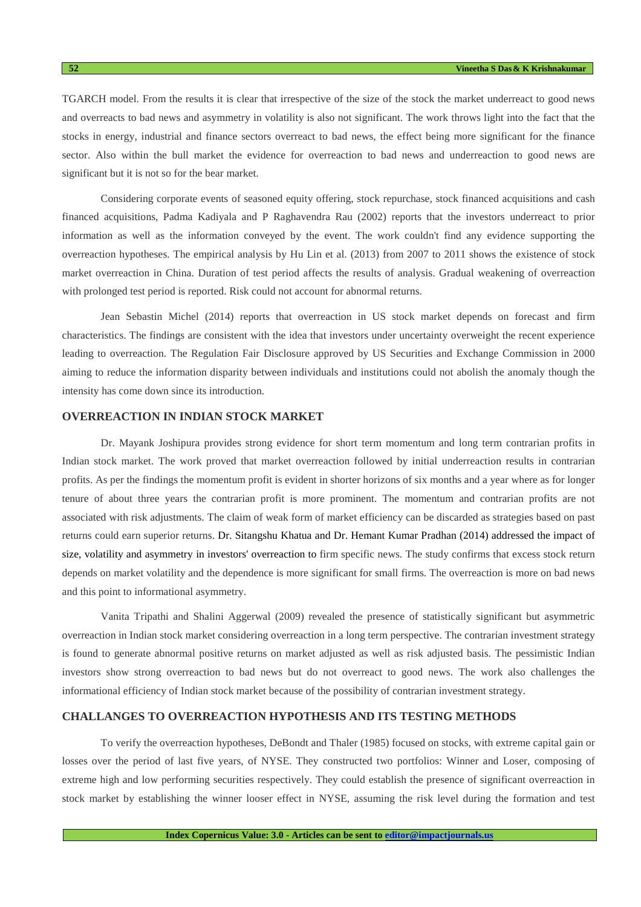TGARCH model. From the results it is clear that irrespective of the size of the stock the market underreact to good news and overreacts to bad news and asymmetry in volatility is also not significant. The work throws light into the fact that the stocks in energy, industrial and finance sectors overreact to bad news, the effect being more significant for the finance sector. Also within the bull market the evidence for overreaction to bad news and underreaction to good news are significant but it is not so for the bear market.

Considering corporate events of seasoned equity offering, stock repurchase, stock financed acquisitions and cash financed acquisitions, Padma Kadiyala and P Raghavendra Rau (2002) reports that the investors underreact to prior information as well as the information conveyed by the event. The work couldn't find any evidence supporting the overreaction hypotheses. The empirical analysis by Hu Lin et al. (2013) from 2007 to 2011 shows the existence of stock market overreaction in China. Duration of test period affects the results of analysis. Gradual weakening of overreaction with prolonged test period is reported. Risk could not account for abnormal returns.

Jean Sebastin Michel (2014) reports that overreaction in US stock market depends on forecast and firm characteristics. The findings are consistent with the idea that investors under uncertainty overweight the recent experience leading to overreaction. The Regulation Fair Disclosure approved by US Securities and Exchange Commission in 2000 aiming to reduce the information disparity between individuals and institutions could not abolish the anomaly though the intensity has come down since its introduction.

## OVERREACTION IN INDIAN STOCK MARKET

Dr. Mayank Joshipura provides strong evidence for short term momentum and long term contrarian profits in Indian stock market. The work proved that market overreaction followed by initial underreaction results in contrarian profits. As per the findings the momentum profit is evident in shorter horizons of six months and a year where as for longer tenure of about three years the contrarian profit is more prominent. The momentum and contrarian profits are not associated with risk adjustments. The claim of weak form of market efficiency can be discarded as strategies based on past returns could earn superior returns. Dr. Sitangshu Khatua and Dr. Hemant Kumar Pradhan (2014) addressed the impact of size, volatility and asymmetry in investors' overreaction to firm specific news. The study confirms that excess stock return depends on market volatility and the dependence is more significant for small firms. The overreaction is more on bad news and this point to informational asymmetry.

Vanita Tripathi and Shalini Aggerwal (2009) revealed the presence of statistically significant but asymmetric overreaction in Indian stock market considering overreaction in a long term perspective. The contrarian investment strategy is found to generate abnormal positive returns on market adjusted as well as risk adjusted basis. The pessimistic Indian investors show strong overreaction to bad news but do not overreact to good news. The work also challenges the informational efficiency of Indian stock market because of the possibility of contrarian investment strategy.

## CHALLANGES TO OVERREACTION HYPOTHESIS AND ITS TESTING METHODS

To verify the overreaction hypotheses, DeBondt and Thaler (1985) focused on stocks, with extreme capital gain or losses over the period of last five years, of NYSE. They constructed two portfolios: Winner and Loser, composing of extreme high and low performing securities respectively. They could establish the presence of significant overreaction in stock market by establishing the winner looser effect in NYSE, assuming the risk level during the formation and test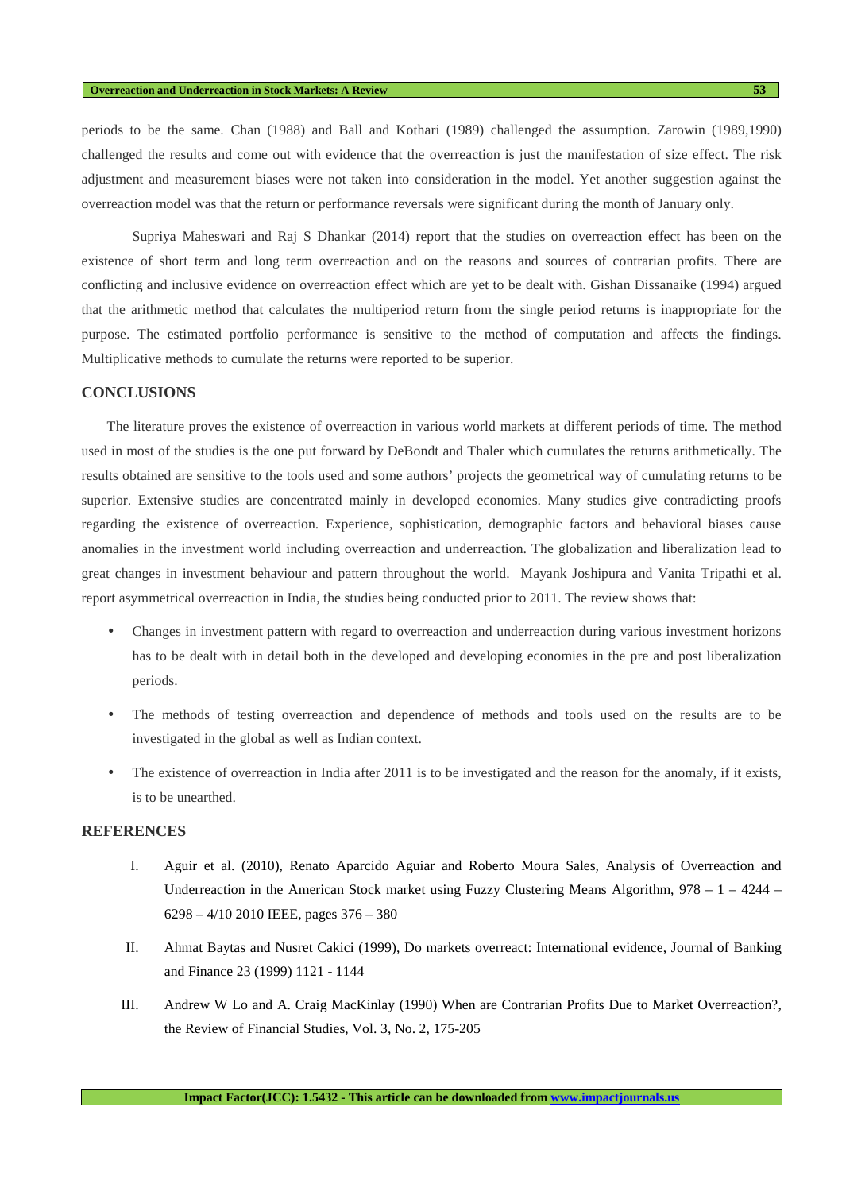periods to be the same. Chan (1988) and Ball and Kothari (1989) challenged the assumption. Zarowin (1989,1990) challenged the results and come out with evidence that the overreaction is just the manifestation of size effect. The risk adjustment and measurement biases were not taken into consideration in the model. Yet another suggestion against the overreaction model was that the return or performance reversals were significant during the month of January only.

Supriya Maheswari and Raj S Dhankar (2014) report that the studies on overreaction effect has been on the existence of short term and long term overreaction and on the reasons and sources of contrarian profits. There are conflicting and inclusive evidence on overreaction effect which are yet to be dealt with. Gishan Dissanaike (1994) argued that the arithmetic method that calculates the multiperiod return from the single period returns is inappropriate for the purpose. The estimated portfolio performance is sensitive to the method of computation and affects the findings. Multiplicative methods to cumulate the returns were reported to be superior.

## CONCLUSIONS

The literature proves the existence of overreaction in various world markets at different periods of time. The method used in most of the studies is the one put forward by DeBondt and Thaler which cumulates the returns arithmetically. The results obtained are sensitive to the tools used and some authors' projects the geometrical way of cumulating returns to be superior. Extensive studies are concentrated mainly in developed economies. Many studies give contradicting proofs regarding the existence of overreaction. Experience, sophistication, demographic factors and behavioral biases cause anomalies in the investment world including overreaction and underreaction. The globalization and liberalization lead to great changes in investment behaviour and pattern throughout the world. Mayank Joshipura and Vanita Tripathi et al. report asymmetrical overreaction in India, the studies being conducted prior to 2011. The review shows that:

- Changes in investment pattern with regard to overreaction and underreaction during various investment horizons has to be dealt with in detail both in the developed and developing economies in the pre and post liberalization periods.
- The methods of testing overreaction and dependence of methods and tools used on the results are to be investigated in the global as well as Indian context.
- The existence of overreaction in India after 2011 is to be investigated and the reason for the anomaly, if it exists, is to be unearthed.

## REFERENCES

I. Aguir et al. (2010), Renato Aparcido Aguiar and Roberto Moura Sales, Analysis of Overreaction and Underreaction in the American Stock market using Fuzzy Clustering Means Algorithm, 978 – 1 – 4244 – 6298 – 4/10 2010 IEEE, pages 376 – 380

II. Ahmat Baytas and Nusret Cakici (1999), Do markets overreact: International evidence, Journal of Banking and Finance 23 (1999) 1121 - 1144

III. Andrew W Lo and A. Craig MacKinlay (1990) When are Contrarian Profits Due to Market Overreaction?, the Review of Financial Studies, Vol. 3, No. 2, 175-205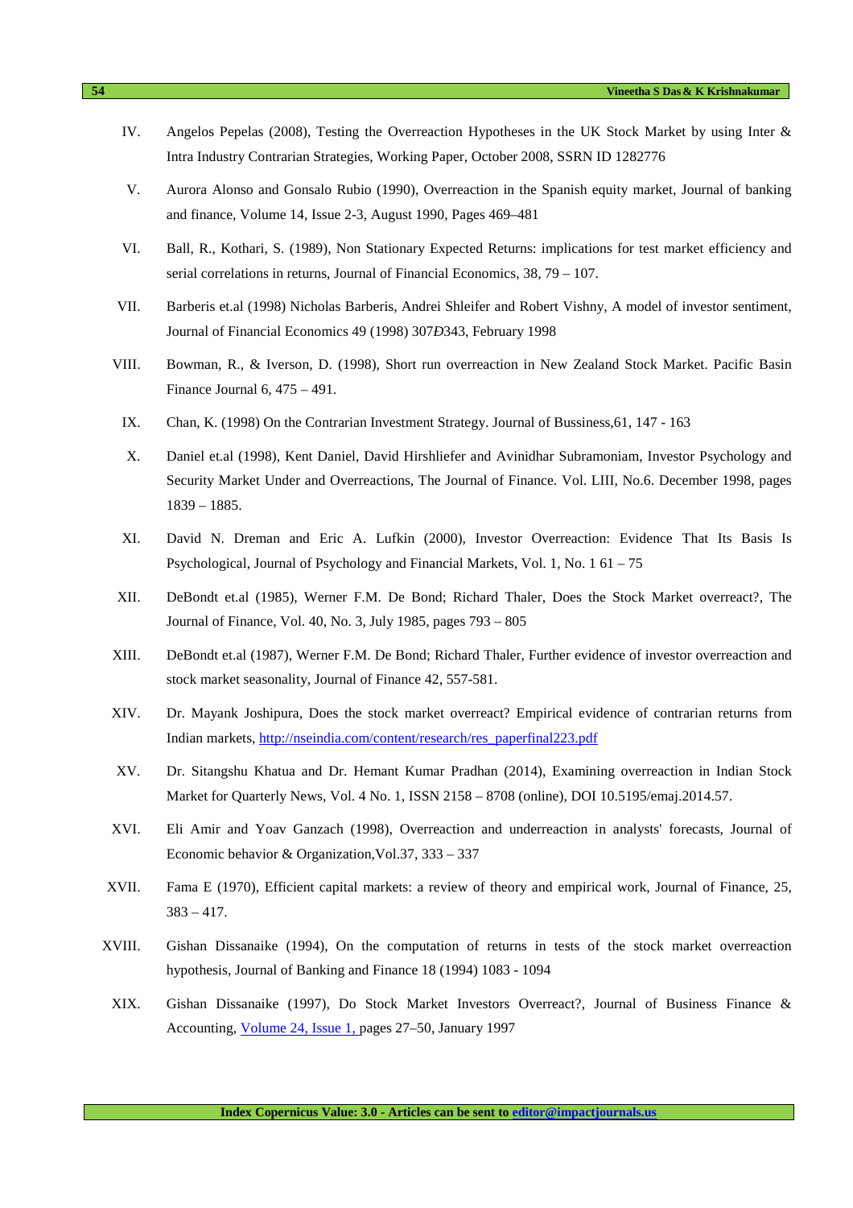IV. Angelos Pepelas (2008), Testing the Overreaction Hypotheses in the UK Stock Market by using Inter & Intra Industry Contrarian Strategies, Working Paper, October 2008, SSRN ID 1282776

V. Aurora Alonso and Gonsalo Rubio (1990), Overreaction in the Spanish equity market, Journal of banking and finance, Volume 14, Issue 2-3, August 1990, Pages 469–481

VI. Ball, R., Kothari, S. (1989), Non Stationary Expected Returns: implications for test market efficiency and serial correlations in returns, Journal of Financial Economics, 38, 79 – 107.

VII. Barberis et.al (1998) Nicholas Barberis, Andrei Shleifer and Robert Vishny, A model of investor sentiment, Journal of Financial Economics 49 (1998) 307Ð343, February 1998

VIII. Bowman, R., & Iverson, D. (1998), Short run overreaction in New Zealand Stock Market. Pacific Basin Finance Journal 6, 475 – 491.

IX. Chan, K. (1998) On the Contrarian Investment Strategy. Journal of Bussiness,61, 147 - 163

X. Daniel et.al (1998), Kent Daniel, David Hirshliefer and Avinidhar Subramoniam, Investor Psychology and Security Market Under and Overreactions, The Journal of Finance. Vol. LIII, No.6. December 1998, pages 1839 – 1885.

XI. David N. Dreman and Eric A. Lufkin (2000), Investor Overreaction: Evidence That Its Basis Is Psychological, Journal of Psychology and Financial Markets, Vol. 1, No. 1 61 – 75

XII. DeBondt et.al (1985), Werner F.M. De Bond; Richard Thaler, Does the Stock Market overreact?, The Journal of Finance, Vol. 40, No. 3, July 1985, pages 793 – 805

XIII. DeBondt et.al (1987), Werner F.M. De Bond; Richard Thaler, Further evidence of investor overreaction and stock market seasonality, Journal of Finance 42, 557-581.

XIV. Dr. Mayank Joshipura, Does the stock market overreact? Empirical evidence of contrarian returns from Indian markets, http://nseindia.com/content/research/res_paperfinal223.pdf

XV. Dr. Sitangshu Khatua and Dr. Hemant Kumar Pradhan (2014), Examining overreaction in Indian Stock Market for Quarterly News, Vol. 4 No. 1, ISSN 2158 – 8708 (online), DOI 10.5195/emaj.2014.57.

XVI. Eli Amir and Yoav Ganzach (1998), Overreaction and underreaction in analysts' forecasts, Journal of Economic behavior & Organization,Vol.37, 333 – 337

XVII. Fama E (1970), Efficient capital markets: a review of theory and empirical work, Journal of Finance, 25, 383 – 417.

XVIII. Gishan Dissanaike (1994), On the computation of returns in tests of the stock market overreaction hypothesis, Journal of Banking and Finance 18 (1994) 1083 - 1094

XIX. Gishan Dissanaike (1997), Do Stock Market Investors Overreact?, Journal of Business Finance & Accounting, Volume 24, Issue 1, pages 27–50, January 1997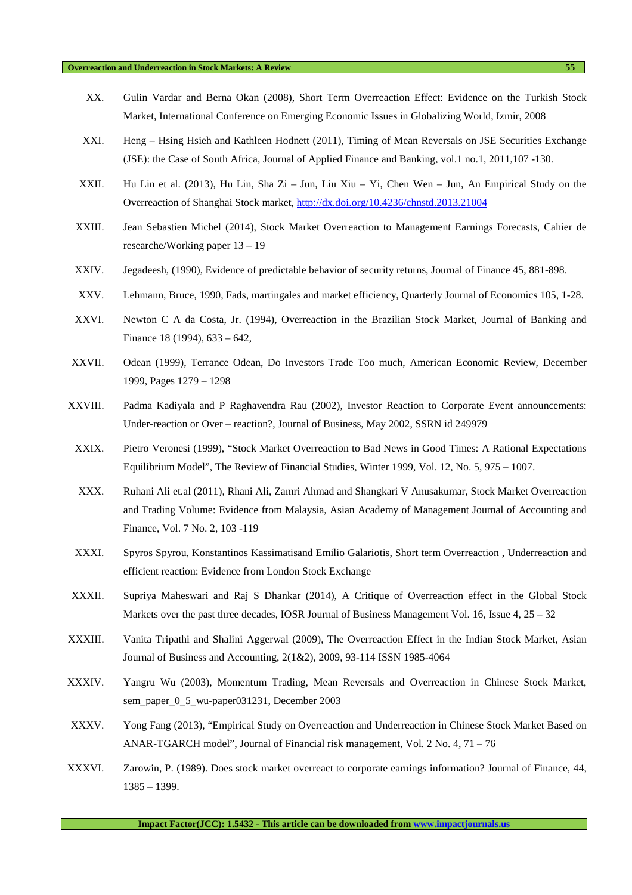XX. Gulin Vardar and Berna Okan (2008), Short Term Overreaction Effect: Evidence on the Turkish Stock Market, International Conference on Emerging Economic Issues in Globalizing World, Izmir, 2008

XXI. Heng – Hsing Hsieh and Kathleen Hodnett (2011), Timing of Mean Reversals on JSE Securities Exchange (JSE): the Case of South Africa, Journal of Applied Finance and Banking, vol.1 no.1, 2011,107 -130.

XXII. Hu Lin et al. (2013), Hu Lin, Sha Zi – Jun, Liu Xiu – Yi, Chen Wen – Jun, An Empirical Study on the Overreaction of Shanghai Stock market, http://dx.doi.org/10.4236/chnstd.2013.21004

XXIII. Jean Sebastien Michel (2014), Stock Market Overreaction to Management Earnings Forecasts, Cahier de researche/Working paper 13 – 19

XXIV. Jegadeesh, (1990), Evidence of predictable behavior of security returns, Journal of Finance 45, 881-898.

XXV. Lehmann, Bruce, 1990, Fads, martingales and market efficiency, Quarterly Journal of Economics 105, 1-28.

XXVI. Newton C A da Costa, Jr. (1994), Overreaction in the Brazilian Stock Market, Journal of Banking and Finance 18 (1994), 633 – 642,

XXVII. Odean (1999), Terrance Odean, Do Investors Trade Too much, American Economic Review, December 1999, Pages 1279 – 1298

XXVIII. Padma Kadiyala and P Raghavendra Rau (2002), Investor Reaction to Corporate Event announcements: Under-reaction or Over – reaction?, Journal of Business, May 2002, SSRN id 249979

XXIX. Pietro Veronesi (1999), "Stock Market Overreaction to Bad News in Good Times: A Rational Expectations Equilibrium Model", The Review of Financial Studies, Winter 1999, Vol. 12, No. 5, 975 – 1007.

XXX. Ruhani Ali et.al (2011), Rhani Ali, Zamri Ahmad and Shangkari V Anusakumar, Stock Market Overreaction and Trading Volume: Evidence from Malaysia, Asian Academy of Management Journal of Accounting and Finance, Vol. 7 No. 2, 103 -119

XXXI. Spyros Spyrou, Konstantinos Kassimatisand Emilio Galariotis, Short term Overreaction , Underreaction and efficient reaction: Evidence from London Stock Exchange

XXXII. Supriya Maheswari and Raj S Dhankar (2014), A Critique of Overreaction effect in the Global Stock Markets over the past three decades, IOSR Journal of Business Management Vol. 16, Issue 4, 25 – 32

XXXIII. Vanita Tripathi and Shalini Aggerwal (2009), The Overreaction Effect in the Indian Stock Market, Asian Journal of Business and Accounting, 2(1&2), 2009, 93-114 ISSN 1985-4064

XXXIV. Yangru Wu (2003), Momentum Trading, Mean Reversals and Overreaction in Chinese Stock Market, sem_paper_0_5_wu-paper031231, December 2003

XXXV. Yong Fang (2013), "Empirical Study on Overreaction and Underreaction in Chinese Stock Market Based on ANAR-TGARCH model", Journal of Financial risk management, Vol. 2 No. 4, 71 – 76

XXXVI. Zarowin, P. (1989). Does stock market overreact to corporate earnings information? Journal of Finance, 44, 1385 – 1399.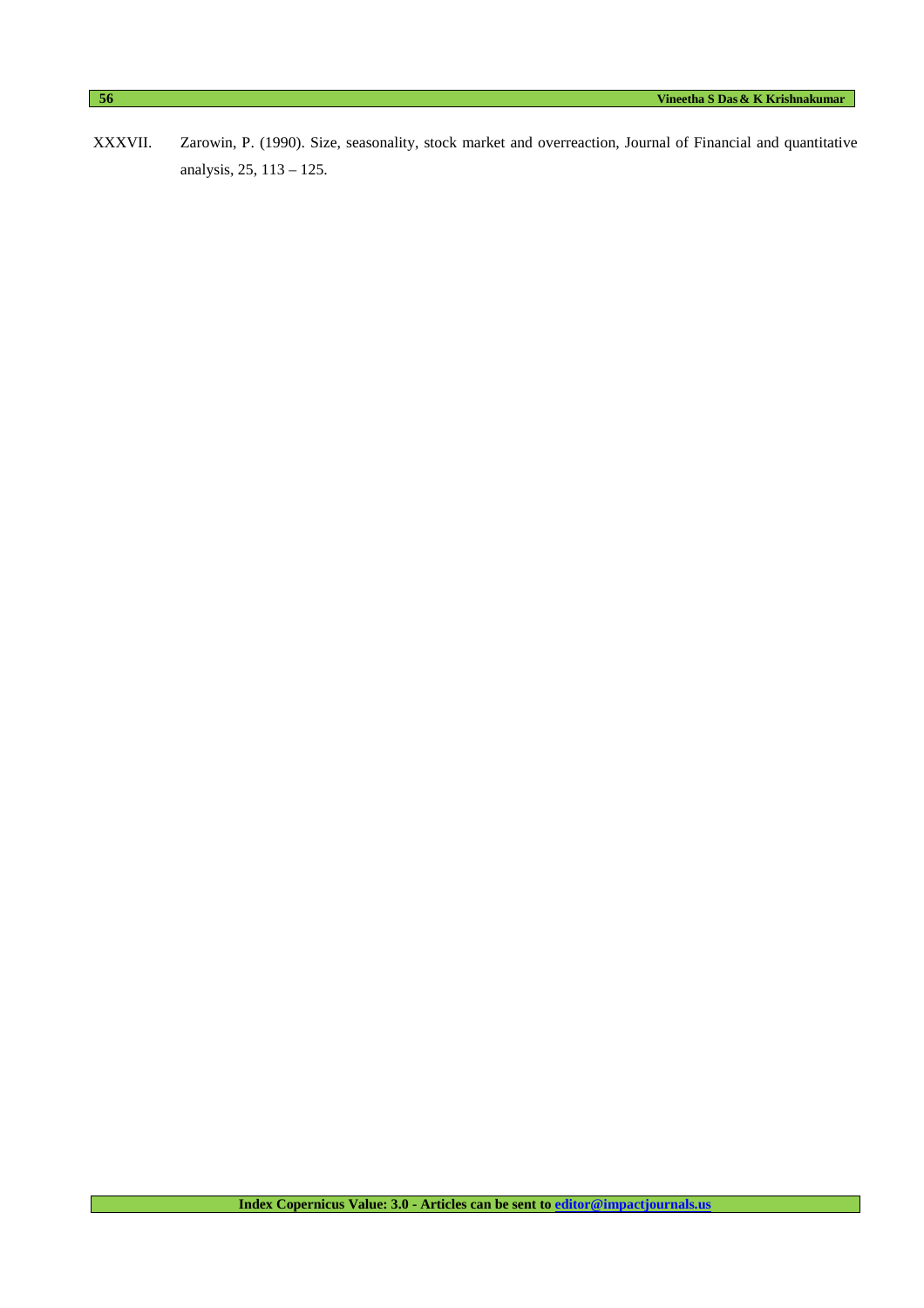XXXVII. Zarowin, P. (1990). Size, seasonality, stock market and overreaction, Journal of Financial and quantitative analysis, 25, 113 – 125.